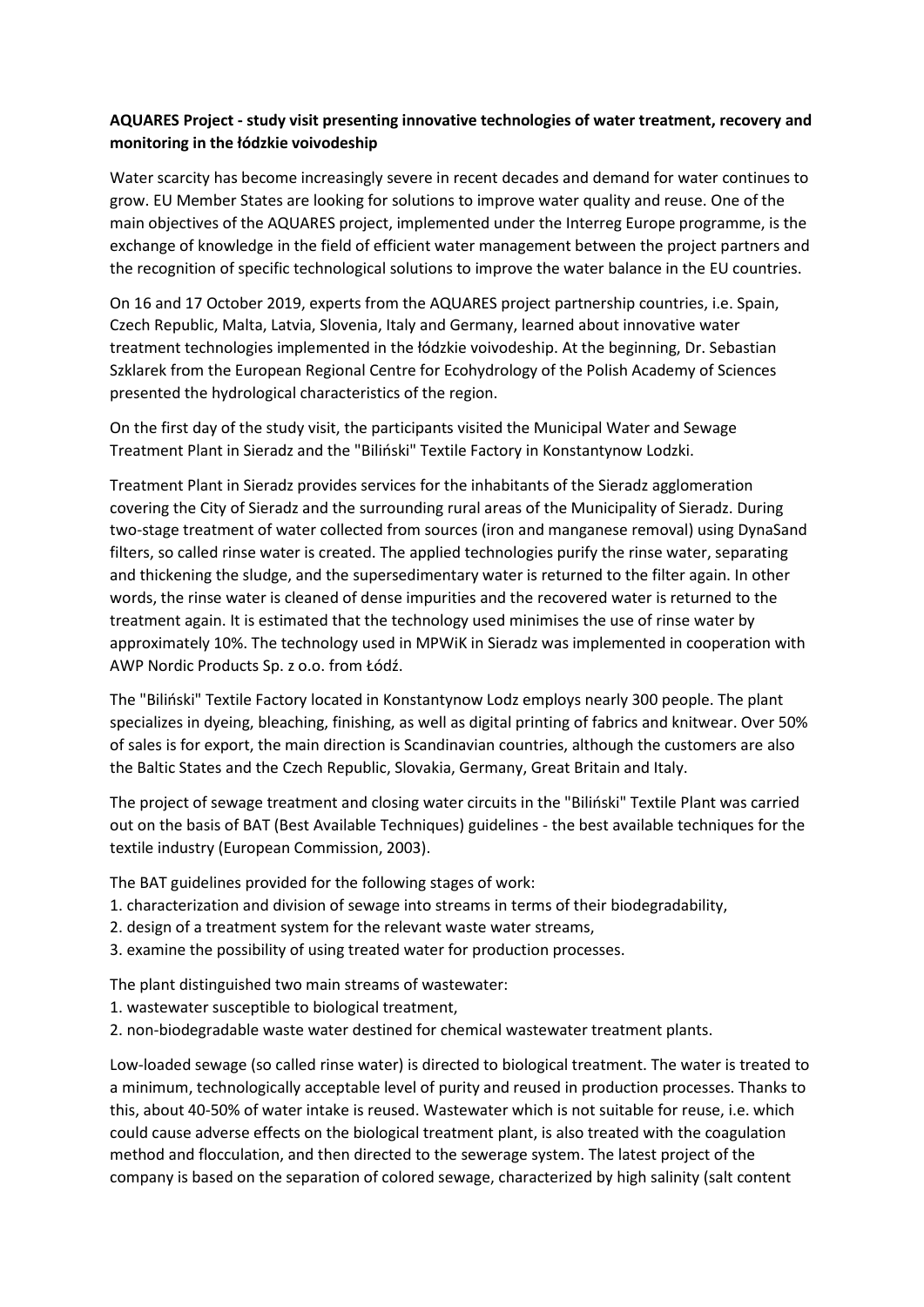**AQUARES Project - study visit presenting innovative technologies of water treatment, recovery and monitoring in the łódzkie voivodeship**

Water scarcity has become increasingly severe in recent decades and demand for water continues to grow. EU Member States are looking for solutions to improve water quality and reuse. One of the main objectives of the AQUARES project, implemented under the Interreg Europe programme, is the exchange of knowledge in the field of efficient water management between the project partners and the recognition of specific technological solutions to improve the water balance in the EU countries.

On 16 and 17 October 2019, experts from the AQUARES project partnership countries, i.e. Spain, Czech Republic, Malta, Latvia, Slovenia, Italy and Germany, learned about innovative water treatment technologies implemented in the łódzkie voivodeship. At the beginning, Dr. Sebastian Szklarek from the European Regional Centre for Ecohydrology of the Polish Academy of Sciences presented the hydrological characteristics of the region.

On the first day of the study visit, the participants visited the Municipal Water and Sewage Treatment Plant in Sieradz and the "Biliński" Textile Factory in Konstantynow Lodzki.

Treatment Plant in Sieradz provides services for the inhabitants of the Sieradz agglomeration covering the City of Sieradz and the surrounding rural areas of the Municipality of Sieradz. During two-stage treatment of water collected from sources (iron and manganese removal) using DynaSand filters, so called rinse water is created. The applied technologies purify the rinse water, separating and thickening the sludge, and the supersedimentary water is returned to the filter again. In other words, the rinse water is cleaned of dense impurities and the recovered water is returned to the treatment again. It is estimated that the technology used minimises the use of rinse water by approximately 10%. The technology used in MPWiK in Sieradz was implemented in cooperation with AWP Nordic Products Sp. z o.o. from Łódź.

The "Biliński" Textile Factory located in Konstantynow Lodz employs nearly 300 people. The plant specializes in dyeing, bleaching, finishing, as well as digital printing of fabrics and knitwear. Over 50% of sales is for export, the main direction is Scandinavian countries, although the customers are also the Baltic States and the Czech Republic, Slovakia, Germany, Great Britain and Italy.

The project of sewage treatment and closing water circuits in the "Biliński" Textile Plant was carried out on the basis of BAT (Best Available Techniques) guidelines - the best available techniques for the textile industry (European Commission, 2003).

The BAT guidelines provided for the following stages of work:

1. characterization and division of sewage into streams in terms of their biodegradability,
2. design of a treatment system for the relevant waste water streams,
3. examine the possibility of using treated water for production processes.

The plant distinguished two main streams of wastewater:

1. wastewater susceptible to biological treatment,
2. non-biodegradable waste water destined for chemical wastewater treatment plants.

Low-loaded sewage (so called rinse water) is directed to biological treatment. The water is treated to a minimum, technologically acceptable level of purity and reused in production processes. Thanks to this, about 40-50% of water intake is reused. Wastewater which is not suitable for reuse, i.e. which could cause adverse effects on the biological treatment plant, is also treated with the coagulation method and flocculation, and then directed to the sewerage system. The latest project of the company is based on the separation of colored sewage, characterized by high salinity (salt content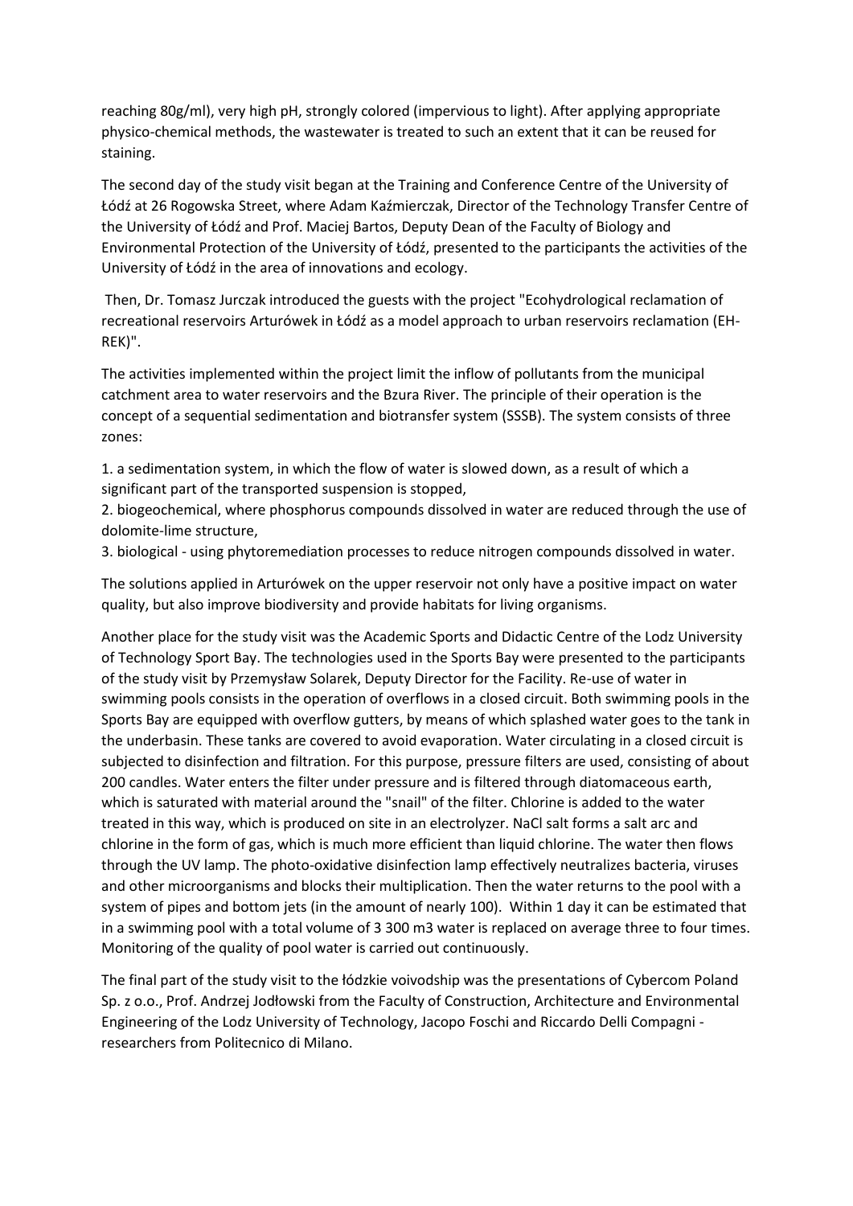reaching 80g/ml), very high pH, strongly colored (impervious to light). After applying appropriate physico-chemical methods, the wastewater is treated to such an extent that it can be reused for staining.

The second day of the study visit began at the Training and Conference Centre of the University of Łódź at 26 Rogowska Street, where Adam Kaźmierczak, Director of the Technology Transfer Centre of the University of Łódź and Prof. Maciej Bartos, Deputy Dean of the Faculty of Biology and Environmental Protection of the University of Łódź, presented to the participants the activities of the University of Łódź in the area of innovations and ecology.

Then, Dr. Tomasz Jurczak introduced the guests with the project "Ecohydrological reclamation of recreational reservoirs Arturówek in Łódź as a model approach to urban reservoirs reclamation (EH-REK)".

The activities implemented within the project limit the inflow of pollutants from the municipal catchment area to water reservoirs and the Bzura River. The principle of their operation is the concept of a sequential sedimentation and biotransfer system (SSSB). The system consists of three zones:

1. a sedimentation system, in which the flow of water is slowed down, as a result of which a significant part of the transported suspension is stopped,
2. biogeochemical, where phosphorus compounds dissolved in water are reduced through the use of dolomite-lime structure,
3. biological - using phytoremediation processes to reduce nitrogen compounds dissolved in water.

The solutions applied in Arturówek on the upper reservoir not only have a positive impact on water quality, but also improve biodiversity and provide habitats for living organisms.

Another place for the study visit was the Academic Sports and Didactic Centre of the Lodz University of Technology Sport Bay. The technologies used in the Sports Bay were presented to the participants of the study visit by Przemysław Solarek, Deputy Director for the Facility. Re-use of water in swimming pools consists in the operation of overflows in a closed circuit. Both swimming pools in the Sports Bay are equipped with overflow gutters, by means of which splashed water goes to the tank in the underbasin. These tanks are covered to avoid evaporation. Water circulating in a closed circuit is subjected to disinfection and filtration. For this purpose, pressure filters are used, consisting of about 200 candles. Water enters the filter under pressure and is filtered through diatomaceous earth, which is saturated with material around the "snail" of the filter. Chlorine is added to the water treated in this way, which is produced on site in an electrolyzer. NaCl salt forms a salt arc and chlorine in the form of gas, which is much more efficient than liquid chlorine. The water then flows through the UV lamp. The photo-oxidative disinfection lamp effectively neutralizes bacteria, viruses and other microorganisms and blocks their multiplication. Then the water returns to the pool with a system of pipes and bottom jets (in the amount of nearly 100). Within 1 day it can be estimated that in a swimming pool with a total volume of 3 300 m3 water is replaced on average three to four times. Monitoring of the quality of pool water is carried out continuously.

The final part of the study visit to the łódzkie voivodship was the presentations of Cybercom Poland Sp. z o.o., Prof. Andrzej Jodłowski from the Faculty of Construction, Architecture and Environmental Engineering of the Lodz University of Technology, Jacopo Foschi and Riccardo Delli Compagni - researchers from Politecnico di Milano.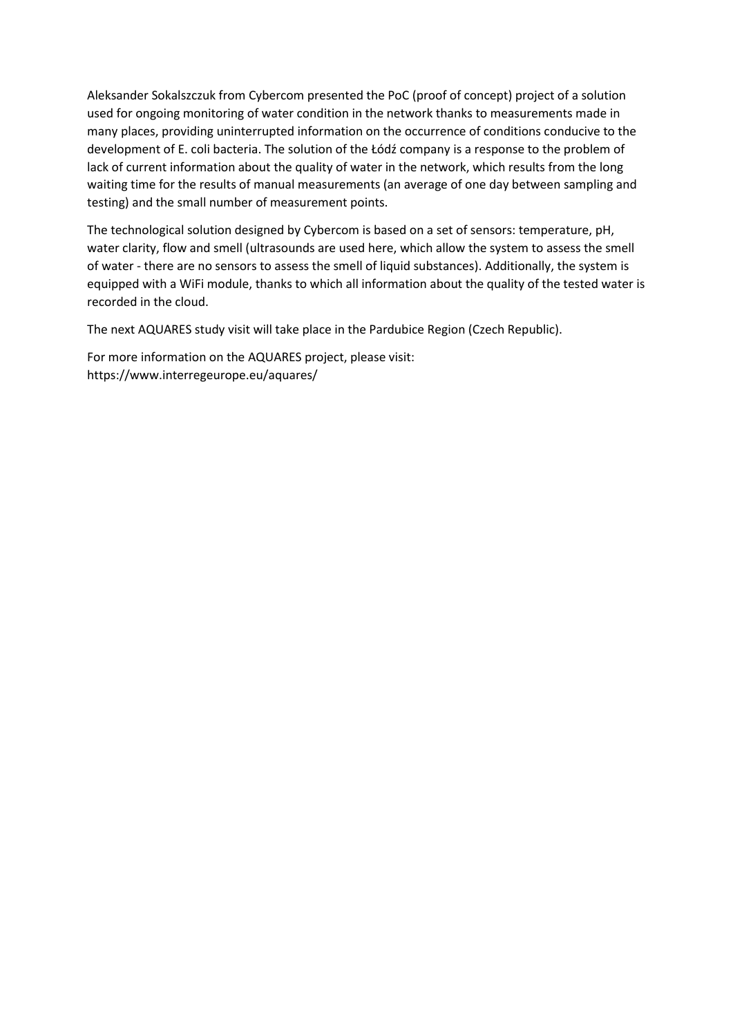Aleksander Sokalszczuk from Cybercom presented the PoC (proof of concept) project of a solution used for ongoing monitoring of water condition in the network thanks to measurements made in many places, providing uninterrupted information on the occurrence of conditions conducive to the development of E. coli bacteria. The solution of the Łódź company is a response to the problem of lack of current information about the quality of water in the network, which results from the long waiting time for the results of manual measurements (an average of one day between sampling and testing) and the small number of measurement points.

The technological solution designed by Cybercom is based on a set of sensors: temperature, pH, water clarity, flow and smell (ultrasounds are used here, which allow the system to assess the smell of water - there are no sensors to assess the smell of liquid substances). Additionally, the system is equipped with a WiFi module, thanks to which all information about the quality of the tested water is recorded in the cloud.

The next AQUARES study visit will take place in the Pardubice Region (Czech Republic).

For more information on the AQUARES project, please visit:
https://www.interregeurope.eu/aquares/